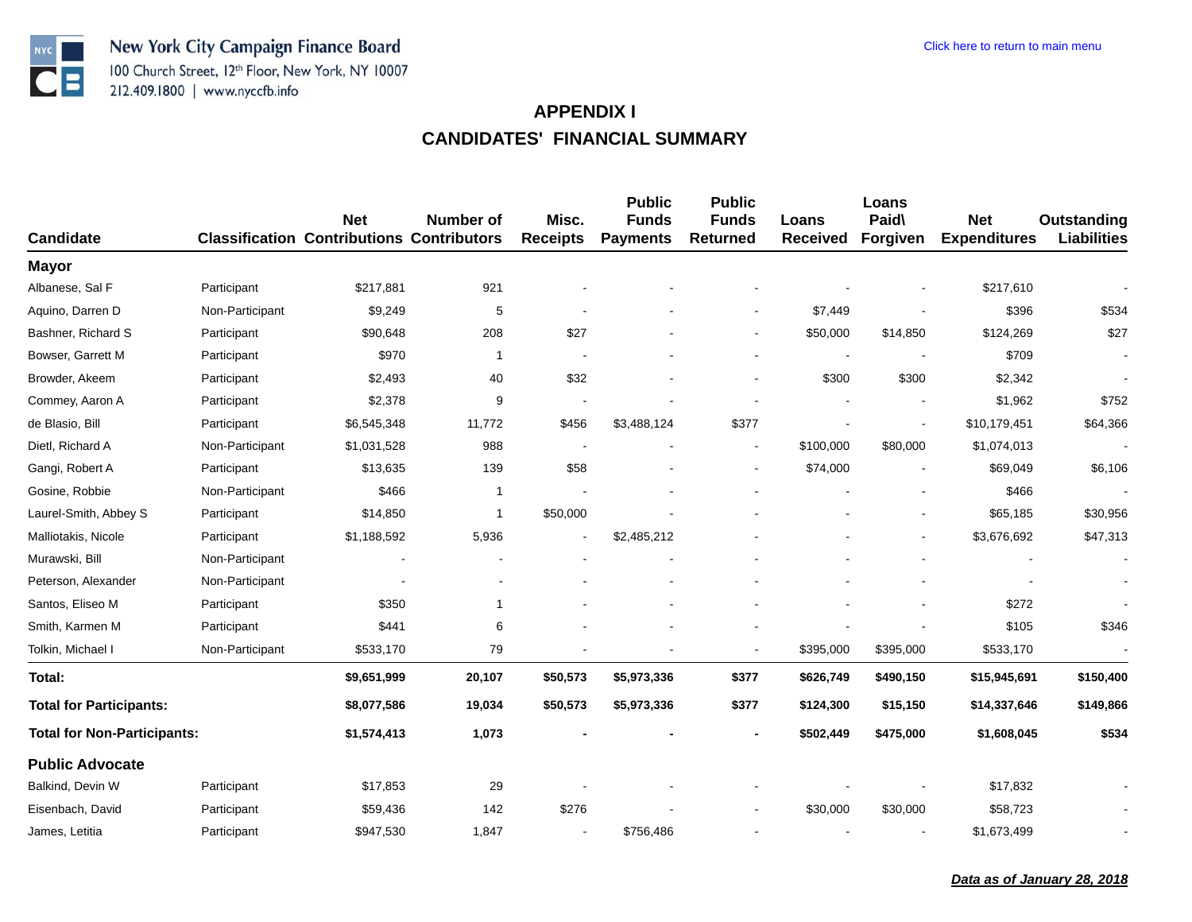New York City Campaign Finance Board
100 Church Street, 12th Floor, New York, NY 10007
212.409.1800 | www.nyccfb.info

Click here to return to main menu

# APPENDIX I
# CANDIDATES' FINANCIAL SUMMARY

| Candidate | Classification | Net Contributions | Number of Contributors | Misc. Receipts | Public Funds Payments | Public Funds Returned | Loans Received | Loans Paid\ Forgiven | Net Expenditures | Outstanding Liabilities |
|---|---|---|---|---|---|---|---|---|---|---|
| **Mayor** | | | | | | | | | | |
| Albanese, Sal F | Participant | $217,881 | 921 | - | - | - | - | - | $217,610 | - |
| Aquino, Darren D | Non-Participant | $9,249 | 5 | - | - | - | $7,449 | - | $396 | $534 |
| Bashner, Richard S | Participant | $90,648 | 208 | $27 | - | - | $50,000 | $14,850 | $124,269 | $27 |
| Bowser, Garrett M | Participant | $970 | 1 | - | - | - | - | - | $709 | - |
| Browder, Akeem | Participant | $2,493 | 40 | $32 | - | - | $300 | $300 | $2,342 | - |
| Commey, Aaron A | Participant | $2,378 | 9 | - | - | - | - | - | $1,962 | $752 |
| de Blasio, Bill | Participant | $6,545,348 | 11,772 | $456 | $3,488,124 | $377 | - | - | $10,179,451 | $64,366 |
| Dietl, Richard A | Non-Participant | $1,031,528 | 988 | - | - | - | $100,000 | $80,000 | $1,074,013 | - |
| Gangi, Robert A | Participant | $13,635 | 139 | $58 | - | - | $74,000 | - | $69,049 | $6,106 |
| Gosine, Robbie | Non-Participant | $466 | 1 | - | - | - | - | - | $466 | - |
| Laurel-Smith, Abbey S | Participant | $14,850 | 1 | $50,000 | - | - | - | - | $65,185 | $30,956 |
| Malliotakis, Nicole | Participant | $1,188,592 | 5,936 | - | $2,485,212 | - | - | - | $3,676,692 | $47,313 |
| Murawski, Bill | Non-Participant | - | - | - | - | - | - | - | - | - |
| Peterson, Alexander | Non-Participant | - | - | - | - | - | - | - | - | - |
| Santos, Eliseo M | Participant | $350 | 1 | - | - | - | - | - | $272 | - |
| Smith, Karmen M | Participant | $441 | 6 | - | - | - | - | - | $105 | $346 |
| Tolkin, Michael I | Non-Participant | $533,170 | 79 | - | - | - | $395,000 | $395,000 | $533,170 | - |
| **Total:** | | **$9,651,999** | **20,107** | **$50,573** | **$5,973,336** | **$377** | **$626,749** | **$490,150** | **$15,945,691** | **$150,400** |
| **Total for Participants:** | | **$8,077,586** | **19,034** | **$50,573** | **$5,973,336** | **$377** | **$124,300** | **$15,150** | **$14,337,646** | **$149,866** |
| **Total for Non-Participants:** | | **$1,574,413** | **1,073** | **-** | **-** | **-** | **$502,449** | **$475,000** | **$1,608,045** | **$534** |
| **Public Advocate** | | | | | | | | | | |
| Balkind, Devin W | Participant | $17,853 | 29 | - | - | - | - | - | $17,832 | - |
| Eisenbach, David | Participant | $59,436 | 142 | $276 | - | - | $30,000 | $30,000 | $58,723 | - |
| James, Letitia | Participant | $947,530 | 1,847 | - | $756,486 | - | - | - | $1,673,499 | - |

***Data as of January 28, 2018***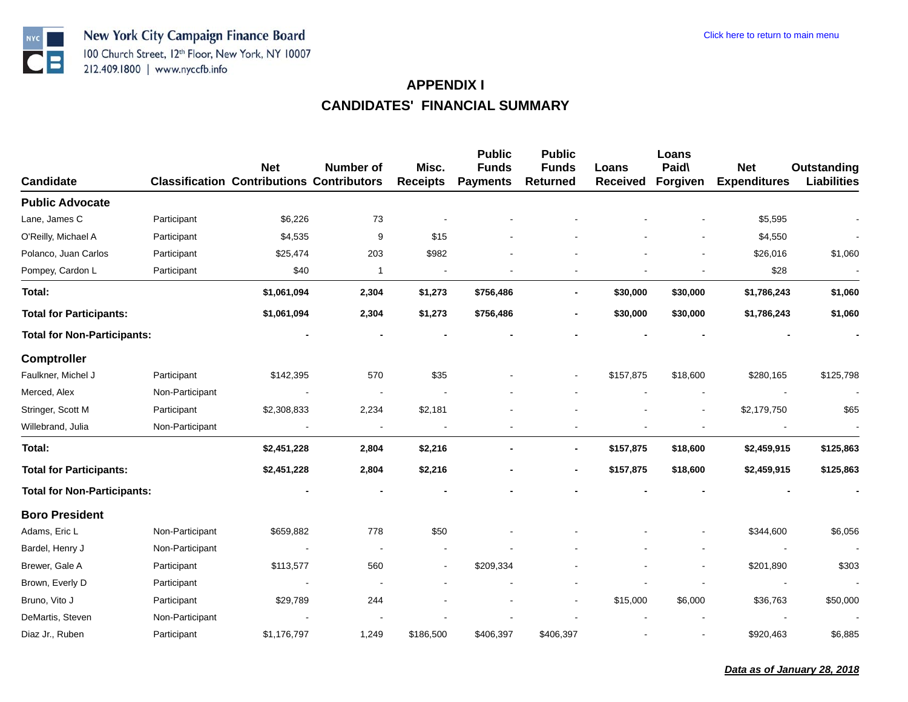New York City Campaign Finance Board
100 Church Street, 12th Floor, New York, NY 10007
212.409.1800 | www.nyccfb.info

Click here to return to main menu

# APPENDIX I

# CANDIDATES' FINANCIAL SUMMARY

| Candidate | Classification | Net Contributions | Number of Contributors | Misc. Receipts | Public Funds Payments | Public Funds Returned | Loans Received | Loans Paid\ Forgiven | Net Expenditures | Outstanding Liabilities |
|---|---|---|---|---|---|---|---|---|---|---|
| **Public Advocate** | | | | | | | | | | |
| Lane, James C | Participant | $6,226 | 73 | - | - | - | - | - | $5,595 | - |
| O'Reilly, Michael A | Participant | $4,535 | 9 | $15 | - | - | - | - | $4,550 | - |
| Polanco, Juan Carlos | Participant | $25,474 | 203 | $982 | - | - | - | - | $26,016 | $1,060 |
| Pompey, Cardon L | Participant | $40 | 1 | - | - | - | - | - | $28 | - |
| **Total:** | | **$1,061,094** | **2,304** | **$1,273** | **$756,486** | **-** | **$30,000** | **$30,000** | **$1,786,243** | **$1,060** |
| **Total for Participants:** | | **$1,061,094** | **2,304** | **$1,273** | **$756,486** | **-** | **$30,000** | **$30,000** | **$1,786,243** | **$1,060** |
| **Total for Non-Participants:** | | **-** | **-** | **-** | **-** | **-** | **-** | **-** | **-** | **-** |
| **Comptroller** | | | | | | | | | | |
| Faulkner, Michel J | Participant | $142,395 | 570 | $35 | - | - | $157,875 | $18,600 | $280,165 | $125,798 |
| Merced, Alex | Non-Participant | - | - | - | - | - | - | - | - | - |
| Stringer, Scott M | Participant | $2,308,833 | 2,234 | $2,181 | - | - | - | - | $2,179,750 | $65 |
| Willebrand, Julia | Non-Participant | - | - | - | - | - | - | - | - | - |
| **Total:** | | **$2,451,228** | **2,804** | **$2,216** | **-** | **-** | **$157,875** | **$18,600** | **$2,459,915** | **$125,863** |
| **Total for Participants:** | | **$2,451,228** | **2,804** | **$2,216** | **-** | **-** | **$157,875** | **$18,600** | **$2,459,915** | **$125,863** |
| **Total for Non-Participants:** | | **-** | **-** | **-** | **-** | **-** | **-** | **-** | **-** | **-** |
| **Boro President** | | | | | | | | | | |
| Adams, Eric L | Non-Participant | $659,882 | 778 | $50 | - | - | - | - | $344,600 | $6,056 |
| Bardel, Henry J | Non-Participant | - | - | - | - | - | - | - | - | - |
| Brewer, Gale A | Participant | $113,577 | 560 | - | $209,334 | - | - | - | $201,890 | $303 |
| Brown, Everly D | Participant | - | - | - | - | - | - | - | - | - |
| Bruno, Vito J | Participant | $29,789 | 244 | - | - | - | $15,000 | $6,000 | $36,763 | $50,000 |
| DeMartis, Steven | Non-Participant | - | - | - | - | - | - | - | - | - |
| Diaz Jr., Ruben | Participant | $1,176,797 | 1,249 | $186,500 | $406,397 | $406,397 | - | - | $920,463 | $6,885 |

***Data as of January 28, 2018***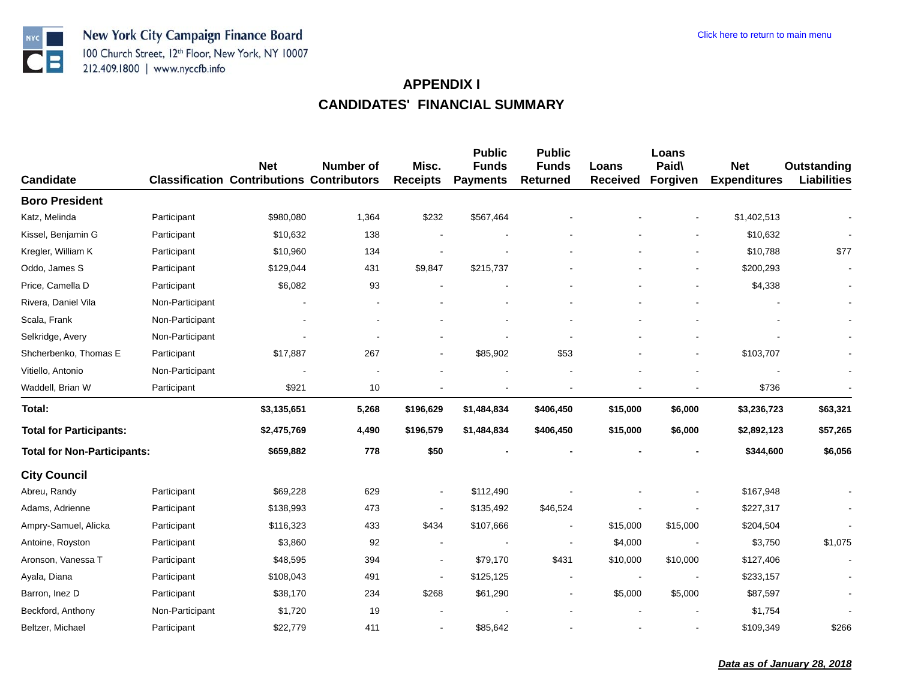New York City Campaign Finance Board
100 Church Street, 12th Floor, New York, NY 10007
212.409.1800 | www.nyccfb.info

Click here to return to main menu

# APPENDIX I
## CANDIDATES' FINANCIAL SUMMARY

| Candidate | Classification | Net Contributions | Number of Contributors | Misc. Receipts | Public Funds Payments | Public Funds Returned | Loans Received | Loans Paid\ Forgiven | Net Expenditures | Outstanding Liabilities |
|---|---|---|---|---|---|---|---|---|---|---|
| **Boro President** | | | | | | | | | | |
| Katz, Melinda | Participant | $980,080 | 1,364 | $232 | $567,464 | - | - | - | $1,402,513 | - |
| Kissel, Benjamin G | Participant | $10,632 | 138 | - | - | - | - | - | $10,632 | - |
| Kregler, William K | Participant | $10,960 | 134 | - | - | - | - | - | $10,788 | $77 |
| Oddo, James S | Participant | $129,044 | 431 | $9,847 | $215,737 | - | - | - | $200,293 | - |
| Price, Camella D | Participant | $6,082 | 93 | - | - | - | - | - | $4,338 | - |
| Rivera, Daniel Vila | Non-Participant | - | - | - | - | - | - | - | - | - |
| Scala, Frank | Non-Participant | - | - | - | - | - | - | - | - | - |
| Selkridge, Avery | Non-Participant | - | - | - | - | - | - | - | - | - |
| Shcherbenko, Thomas E | Participant | $17,887 | 267 | - | $85,902 | $53 | - | - | $103,707 | - |
| Vitiello, Antonio | Non-Participant | - | - | - | - | - | - | - | - | - |
| Waddell, Brian W | Participant | $921 | 10 | - | - | - | - | - | $736 | - |
| **Total:** | | **$3,135,651** | **5,268** | **$196,629** | **$1,484,834** | **$406,450** | **$15,000** | **$6,000** | **$3,236,723** | **$63,321** |
| **Total for Participants:** | | **$2,475,769** | **4,490** | **$196,579** | **$1,484,834** | **$406,450** | **$15,000** | **$6,000** | **$2,892,123** | **$57,265** |
| **Total for Non-Participants:** | | **$659,882** | **778** | **$50** | **-** | **-** | **-** | **-** | **$344,600** | **$6,056** |
| **City Council** | | | | | | | | | | |
| Abreu, Randy | Participant | $69,228 | 629 | - | $112,490 | - | - | - | $167,948 | - |
| Adams, Adrienne | Participant | $138,993 | 473 | - | $135,492 | $46,524 | - | - | $227,317 | - |
| Ampry-Samuel, Alicka | Participant | $116,323 | 433 | $434 | $107,666 | - | $15,000 | $15,000 | $204,504 | - |
| Antoine, Royston | Participant | $3,860 | 92 | - | - | - | $4,000 | - | $3,750 | $1,075 |
| Aronson, Vanessa T | Participant | $48,595 | 394 | - | $79,170 | $431 | $10,000 | $10,000 | $127,406 | - |
| Ayala, Diana | Participant | $108,043 | 491 | - | $125,125 | - | - | - | $233,157 | - |
| Barron, Inez D | Participant | $38,170 | 234 | $268 | $61,290 | - | $5,000 | $5,000 | $87,597 | - |
| Beckford, Anthony | Non-Participant | $1,720 | 19 | - | - | - | - | - | $1,754 | - |
| Beltzer, Michael | Participant | $22,779 | 411 | - | $85,642 | - | - | - | $109,349 | $266 |

***Data as of January 28, 2018***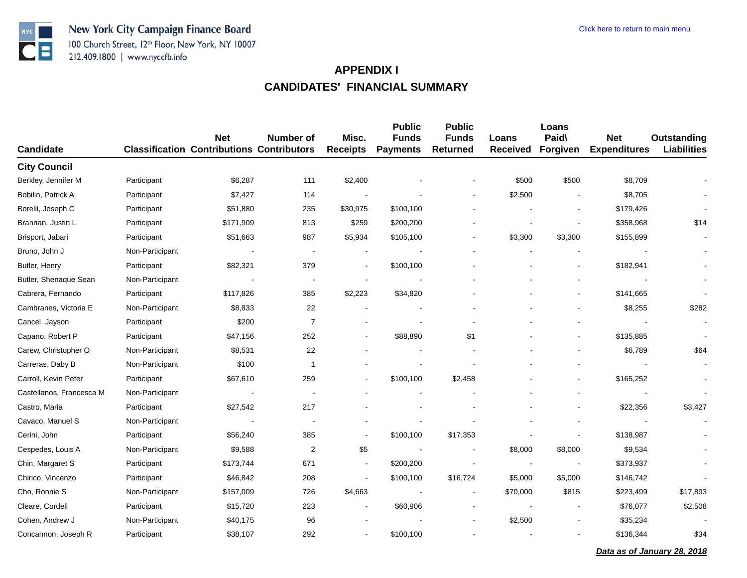New York City Campaign Finance Board
100 Church Street, 12th Floor, New York, NY 10007
212.409.1800 | www.nyccfb.info

Click here to return to main menu

# APPENDIX I
# CANDIDATES' FINANCIAL SUMMARY

| Candidate | Classification | Net Contributions | Number of Contributors | Misc. Receipts | Public Funds Payments | Public Funds Returned | Loans Received | Loans Paid\ Forgiven | Net Expenditures | Outstanding Liabilities |
|---|---|---|---|---|---|---|---|---|---|---|
| **City Council** | | | | | | | | | | |
| Berkley, Jennifer M | Participant | $6,287 | 111 | $2,400 | - | - | $500 | $500 | $8,709 | - |
| Bobilin, Patrick A | Participant | $7,427 | 114 | - | - | - | $2,500 | - | $8,705 | - |
| Borelli, Joseph C | Participant | $51,880 | 235 | $30,975 | $100,100 | - | - | - | $179,426 | - |
| Brannan, Justin L | Participant | $171,909 | 813 | $259 | $200,200 | - | - | - | $358,968 | $14 |
| Brisport, Jabari | Participant | $51,663 | 987 | $5,934 | $105,100 | - | $3,300 | $3,300 | $155,899 | - |
| Bruno, John J | Non-Participant | - | - | - | - | - | - | - | - | - |
| Butler, Henry | Participant | $82,321 | 379 | - | $100,100 | - | - | - | $182,941 | - |
| Butler, Shenaque Sean | Non-Participant | - | - | - | - | - | - | - | - | - |
| Cabrera, Fernando | Participant | $117,826 | 385 | $2,223 | $34,820 | - | - | - | $141,665 | - |
| Cambranes, Victoria E | Non-Participant | $8,833 | 22 | - | - | - | - | - | $8,255 | $282 |
| Cancel, Jayson | Participant | $200 | 7 | - | - | - | - | - | - | - |
| Capano, Robert P | Participant | $47,156 | 252 | - | $88,890 | $1 | - | - | $135,885 | - |
| Carew, Christopher O | Non-Participant | $8,531 | 22 | - | - | - | - | - | $6,789 | $64 |
| Carreras, Daby B | Non-Participant | $100 | 1 | - | - | - | - | - | - | - |
| Carroll, Kevin Peter | Participant | $67,610 | 259 | - | $100,100 | $2,458 | - | - | $165,252 | - |
| Castellanos, Francesca M | Non-Participant | - | - | - | - | - | - | - | - | - |
| Castro, Maria | Participant | $27,542 | 217 | - | - | - | - | - | $22,356 | $3,427 |
| Cavaco, Manuel S | Non-Participant | - | - | - | - | - | - | - | - | - |
| Cerini, John | Participant | $56,240 | 385 | - | $100,100 | $17,353 | - | - | $138,987 | - |
| Cespedes, Louis A | Non-Participant | $9,588 | 2 | $5 | - | - | $8,000 | $8,000 | $9,534 | - |
| Chin, Margaret S | Participant | $173,744 | 671 | - | $200,200 | - | - | - | $373,937 | - |
| Chirico, Vincenzo | Participant | $46,842 | 208 | - | $100,100 | $16,724 | $5,000 | $5,000 | $146,742 | - |
| Cho, Ronnie S | Non-Participant | $157,009 | 726 | $4,663 | - | - | $70,000 | $815 | $223,499 | $17,893 |
| Cleare, Cordell | Participant | $15,720 | 223 | - | $60,906 | - | - | - | $76,077 | $2,508 |
| Cohen, Andrew J | Non-Participant | $40,175 | 96 | - | - | - | $2,500 | - | $35,234 | - |
| Concannon, Joseph R | Participant | $38,107 | 292 | - | $100,100 | - | - | - | $136,344 | $34 |

***Data as of January 28, 2018***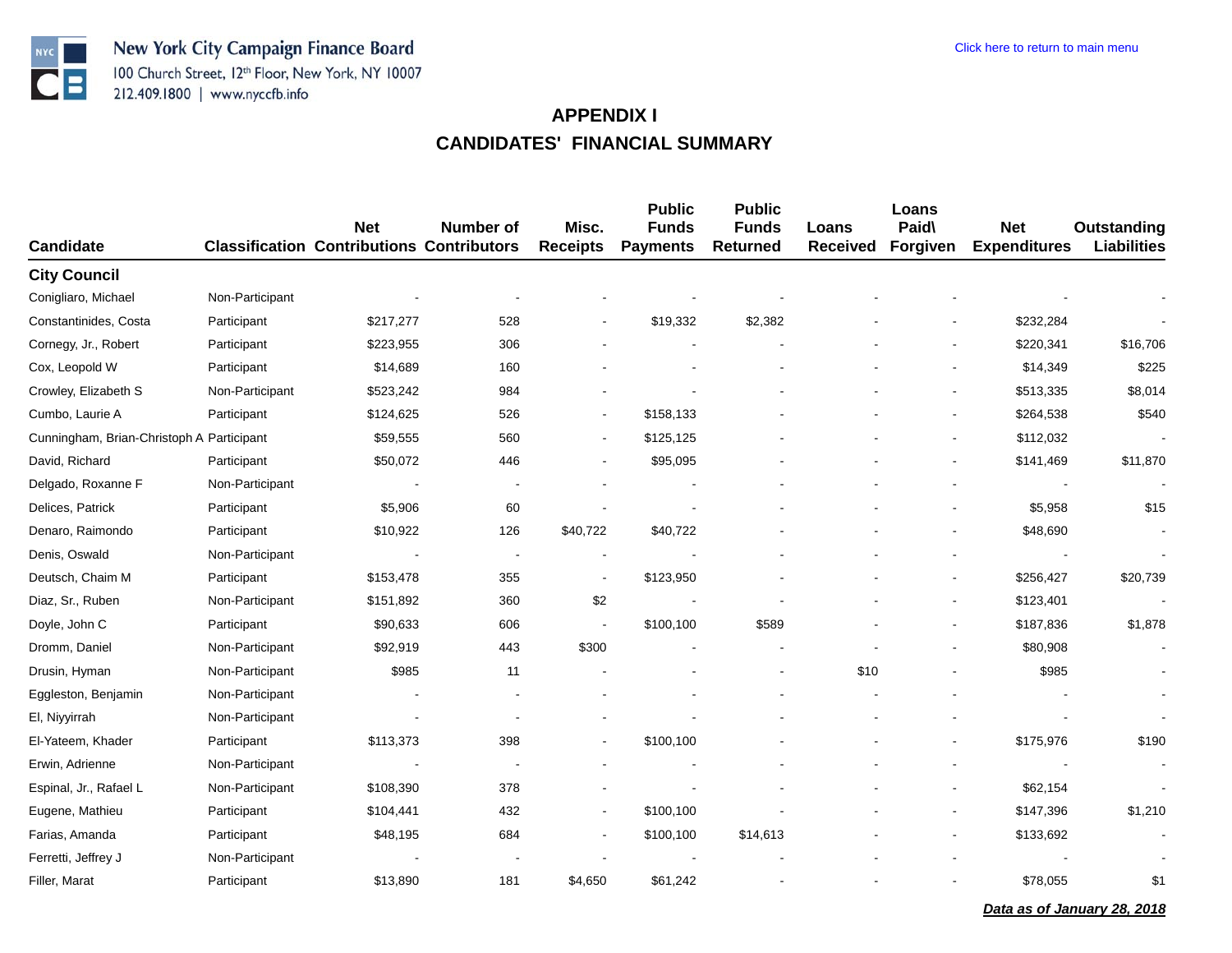New York City Campaign Finance Board
100 Church Street, 12th Floor, New York, NY 10007
212.409.1800 | www.nyccfb.info

Click here to return to main menu

# APPENDIX I
# CANDIDATES' FINANCIAL SUMMARY

| Candidate | Classification | Net Contributions | Number of Contributors | Misc. Receipts | Public Funds Payments | Public Funds Returned | Loans Received | Loans Paid\ Forgiven | Net Expenditures | Outstanding Liabilities |
|---|---|---|---|---|---|---|---|---|---|---|
| **City Council** | | | | | | | | | | |
| Conigliaro, Michael | Non-Participant | - | - | - | - | - | - | - | - | - |
| Constantinides, Costa | Participant | $217,277 | 528 | - | $19,332 | $2,382 | - | - | $232,284 | - |
| Cornegy, Jr., Robert | Participant | $223,955 | 306 | - | - | - | - | - | $220,341 | $16,706 |
| Cox, Leopold W | Participant | $14,689 | 160 | - | - | - | - | - | $14,349 | $225 |
| Crowley, Elizabeth S | Non-Participant | $523,242 | 984 | - | - | - | - | - | $513,335 | $8,014 |
| Cumbo, Laurie A | Participant | $124,625 | 526 | - | $158,133 | - | - | - | $264,538 | $540 |
| Cunningham, Brian-Christoph A | Participant | $59,555 | 560 | - | $125,125 | - | - | - | $112,032 | - |
| David, Richard | Participant | $50,072 | 446 | - | $95,095 | - | - | - | $141,469 | $11,870 |
| Delgado, Roxanne F | Non-Participant | - | - | - | - | - | - | - | - | - |
| Delices, Patrick | Participant | $5,906 | 60 | - | - | - | - | - | $5,958 | $15 |
| Denaro, Raimondo | Participant | $10,922 | 126 | $40,722 | $40,722 | - | - | - | $48,690 | - |
| Denis, Oswald | Non-Participant | - | - | - | - | - | - | - | - | - |
| Deutsch, Chaim M | Participant | $153,478 | 355 | - | $123,950 | - | - | - | $256,427 | $20,739 |
| Diaz, Sr., Ruben | Non-Participant | $151,892 | 360 | $2 | - | - | - | - | $123,401 | - |
| Doyle, John C | Participant | $90,633 | 606 | - | $100,100 | $589 | - | - | $187,836 | $1,878 |
| Dromm, Daniel | Non-Participant | $92,919 | 443 | $300 | - | - | - | - | $80,908 | - |
| Drusin, Hyman | Non-Participant | $985 | 11 | - | - | - | $10 | - | $985 | - |
| Eggleston, Benjamin | Non-Participant | - | - | - | - | - | - | - | - | - |
| El, Niyyirrah | Non-Participant | - | - | - | - | - | - | - | - | - |
| El-Yateem, Khader | Participant | $113,373 | 398 | - | $100,100 | - | - | - | $175,976 | $190 |
| Erwin, Adrienne | Non-Participant | - | - | - | - | - | - | - | - | - |
| Espinal, Jr., Rafael L | Non-Participant | $108,390 | 378 | - | - | - | - | - | $62,154 | - |
| Eugene, Mathieu | Participant | $104,441 | 432 | - | $100,100 | - | - | - | $147,396 | $1,210 |
| Farias, Amanda | Participant | $48,195 | 684 | - | $100,100 | $14,613 | - | - | $133,692 | - |
| Ferretti, Jeffrey J | Non-Participant | - | - | - | - | - | - | - | - | - |
| Filler, Marat | Participant | $13,890 | 181 | $4,650 | $61,242 | - | - | - | $78,055 | $1 |

***Data as of January 28, 2018***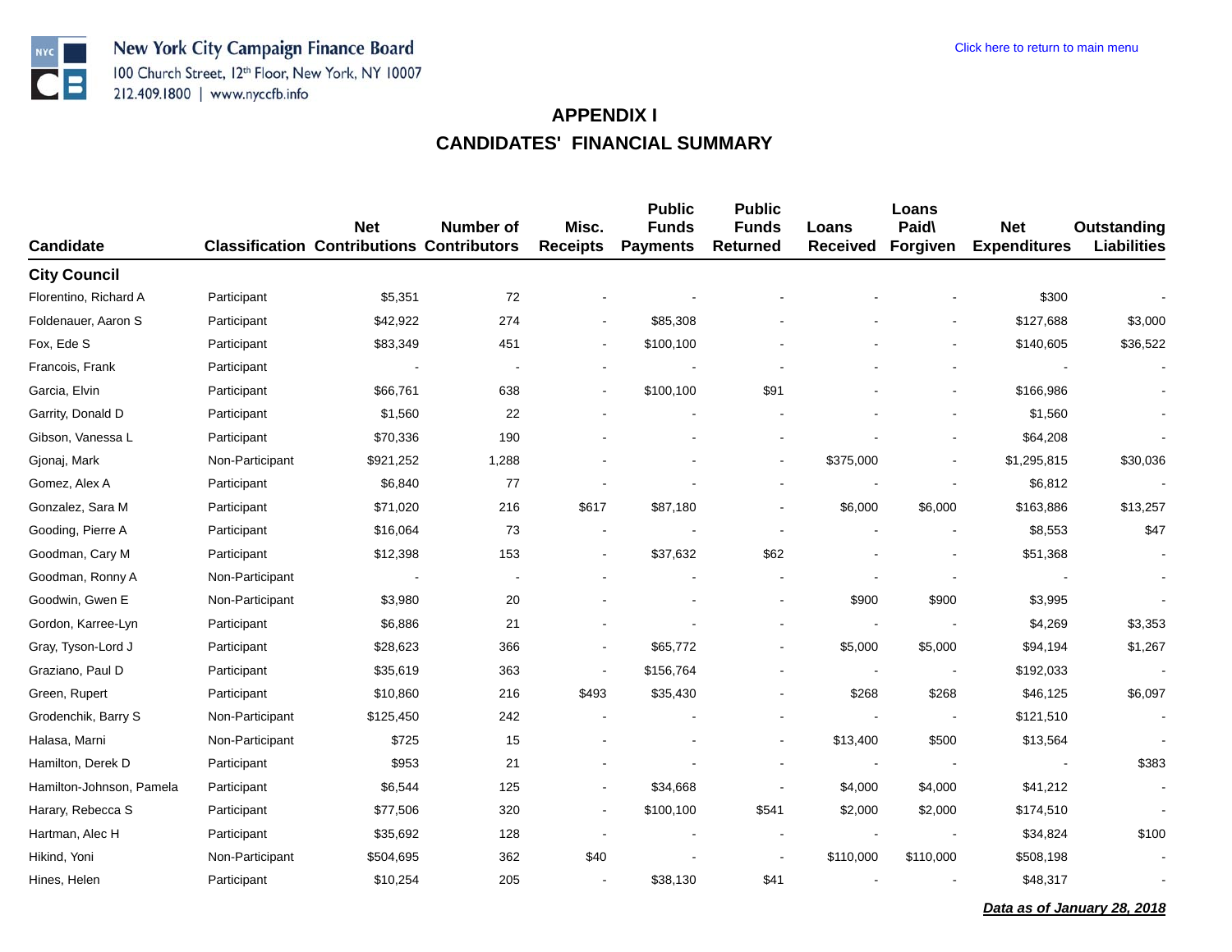New York City Campaign Finance Board
100 Church Street, 12th Floor, New York, NY 10007
212.409.1800 | www.nyccfb.info

Click here to return to main menu

## APPENDIX I
## CANDIDATES' FINANCIAL SUMMARY

| Candidate | Classification | Net Contributions | Number of Contributors | Misc. Receipts | Public Funds Payments | Public Funds Returned | Loans Received | Loans Paid\ Forgiven | Net Expenditures | Outstanding Liabilities |
|---|---|---|---|---|---|---|---|---|---|---|
| **City Council** | | | | | | | | | | |
| Florentino, Richard A | Participant | $5,351 | 72 | - | - | - | - | - | $300 | - |
| Foldenauer, Aaron S | Participant | $42,922 | 274 | - | $85,308 | - | - | - | $127,688 | $3,000 |
| Fox, Ede S | Participant | $83,349 | 451 | - | $100,100 | - | - | - | $140,605 | $36,522 |
| Francois, Frank | Participant | - | - | - | - | - | - | - | - | - |
| Garcia, Elvin | Participant | $66,761 | 638 | - | $100,100 | $91 | - | - | $166,986 | - |
| Garrity, Donald D | Participant | $1,560 | 22 | - | - | - | - | - | $1,560 | - |
| Gibson, Vanessa L | Participant | $70,336 | 190 | - | - | - | - | - | $64,208 | - |
| Gjonaj, Mark | Non-Participant | $921,252 | 1,288 | - | - | - | $375,000 | - | $1,295,815 | $30,036 |
| Gomez, Alex A | Participant | $6,840 | 77 | - | - | - | - | - | $6,812 | - |
| Gonzalez, Sara M | Participant | $71,020 | 216 | $617 | $87,180 | - | $6,000 | $6,000 | $163,886 | $13,257 |
| Gooding, Pierre A | Participant | $16,064 | 73 | - | - | - | - | - | $8,553 | $47 |
| Goodman, Cary M | Participant | $12,398 | 153 | - | $37,632 | $62 | - | - | $51,368 | - |
| Goodman, Ronny A | Non-Participant | - | - | - | - | - | - | - | - | - |
| Goodwin, Gwen E | Non-Participant | $3,980 | 20 | - | - | - | $900 | $900 | $3,995 | - |
| Gordon, Karree-Lyn | Participant | $6,886 | 21 | - | - | - | - | - | $4,269 | $3,353 |
| Gray, Tyson-Lord J | Participant | $28,623 | 366 | - | $65,772 | - | $5,000 | $5,000 | $94,194 | $1,267 |
| Graziano, Paul D | Participant | $35,619 | 363 | - | $156,764 | - | - | - | $192,033 | - |
| Green, Rupert | Participant | $10,860 | 216 | $493 | $35,430 | - | $268 | $268 | $46,125 | $6,097 |
| Grodenchik, Barry S | Non-Participant | $125,450 | 242 | - | - | - | - | - | $121,510 | - |
| Halasa, Marni | Non-Participant | $725 | 15 | - | - | - | $13,400 | $500 | $13,564 | - |
| Hamilton, Derek D | Participant | $953 | 21 | - | - | - | - | - | - | $383 |
| Hamilton-Johnson, Pamela | Participant | $6,544 | 125 | - | $34,668 | - | $4,000 | $4,000 | $41,212 | - |
| Harary, Rebecca S | Participant | $77,506 | 320 | - | $100,100 | $541 | $2,000 | $2,000 | $174,510 | - |
| Hartman, Alec H | Participant | $35,692 | 128 | - | - | - | - | - | $34,824 | $100 |
| Hikind, Yoni | Non-Participant | $504,695 | 362 | $40 | - | - | $110,000 | $110,000 | $508,198 | - |
| Hines, Helen | Participant | $10,254 | 205 | - | $38,130 | $41 | - | - | $48,317 | - |

***Data as of January 28, 2018***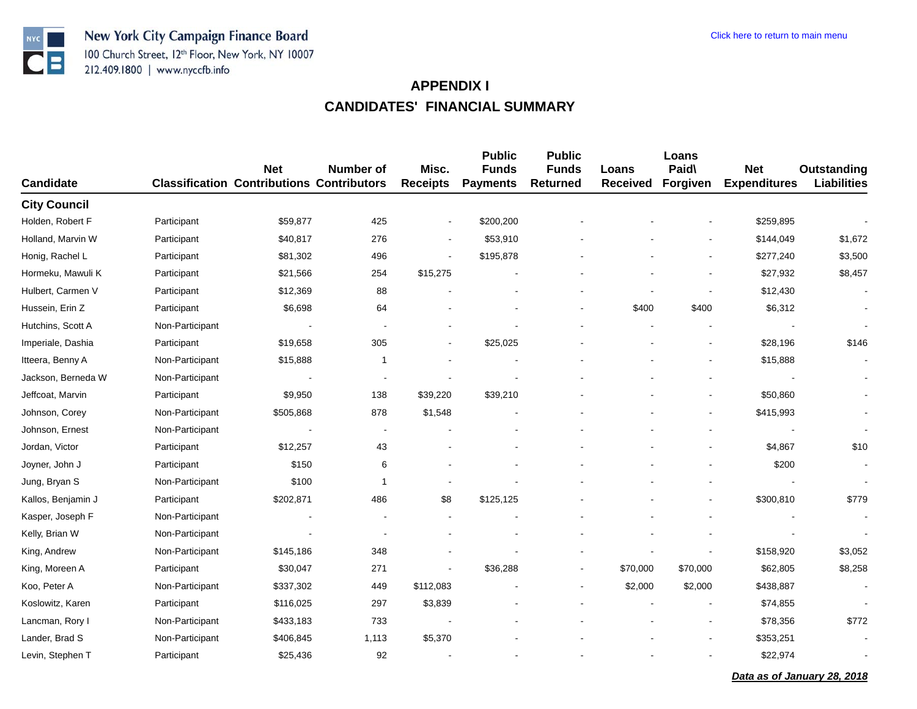New York City Campaign Finance Board
100 Church Street, 12th Floor, New York, NY 10007
212.409.1800 | www.nyccfb.info

Click here to return to main menu

## APPENDIX I
## CANDIDATES' FINANCIAL SUMMARY

| Candidate | Classification | Net Contributions | Number of Contributors | Misc. Receipts | Public Funds Payments | Public Funds Returned | Loans Received | Loans Paid\ Forgiven | Net Expenditures | Outstanding Liabilities |
|---|---|---|---|---|---|---|---|---|---|---|
| **City Council** | | | | | | | | | | |
| Holden, Robert F | Participant | $59,877 | 425 | - | $200,200 | - | - | - | $259,895 | - |
| Holland, Marvin W | Participant | $40,817 | 276 | - | $53,910 | - | - | - | $144,049 | $1,672 |
| Honig, Rachel L | Participant | $81,302 | 496 | - | $195,878 | - | - | - | $277,240 | $3,500 |
| Hormeku, Mawuli K | Participant | $21,566 | 254 | $15,275 | - | - | - | - | $27,932 | $8,457 |
| Hulbert, Carmen V | Participant | $12,369 | 88 | - | - | - | - | - | $12,430 | - |
| Hussein, Erin Z | Participant | $6,698 | 64 | - | - | - | $400 | $400 | $6,312 | - |
| Hutchins, Scott A | Non-Participant | - | - | - | - | - | - | - | - | - |
| Imperiale, Dashia | Participant | $19,658 | 305 | - | $25,025 | - | - | - | $28,196 | $146 |
| Itteera, Benny A | Non-Participant | $15,888 | 1 | - | - | - | - | - | $15,888 | - |
| Jackson, Berneda W | Non-Participant | - | - | - | - | - | - | - | - | - |
| Jeffcoat, Marvin | Participant | $9,950 | 138 | $39,220 | $39,210 | - | - | - | $50,860 | - |
| Johnson, Corey | Non-Participant | $505,868 | 878 | $1,548 | - | - | - | - | $415,993 | - |
| Johnson, Ernest | Non-Participant | - | - | - | - | - | - | - | - | - |
| Jordan, Victor | Participant | $12,257 | 43 | - | - | - | - | - | $4,867 | $10 |
| Joyner, John J | Participant | $150 | 6 | - | - | - | - | - | $200 | - |
| Jung, Bryan S | Non-Participant | $100 | 1 | - | - | - | - | - | - | - |
| Kallos, Benjamin J | Participant | $202,871 | 486 | $8 | $125,125 | - | - | - | $300,810 | $779 |
| Kasper, Joseph F | Non-Participant | - | - | - | - | - | - | - | - | - |
| Kelly, Brian W | Non-Participant | - | - | - | - | - | - | - | - | - |
| King, Andrew | Non-Participant | $145,186 | 348 | - | - | - | - | - | $158,920 | $3,052 |
| King, Moreen A | Participant | $30,047 | 271 | - | $36,288 | - | $70,000 | $70,000 | $62,805 | $8,258 |
| Koo, Peter A | Non-Participant | $337,302 | 449 | $112,083 | - | - | $2,000 | $2,000 | $438,887 | - |
| Koslowitz, Karen | Participant | $116,025 | 297 | $3,839 | - | - | - | - | $74,855 | - |
| Lancman, Rory I | Non-Participant | $433,183 | 733 | - | - | - | - | - | $78,356 | $772 |
| Lander, Brad S | Non-Participant | $406,845 | 1,113 | $5,370 | - | - | - | - | $353,251 | - |
| Levin, Stephen T | Participant | $25,436 | 92 | - | - | - | - | - | $22,974 | - |

***Data as of January 28, 2018***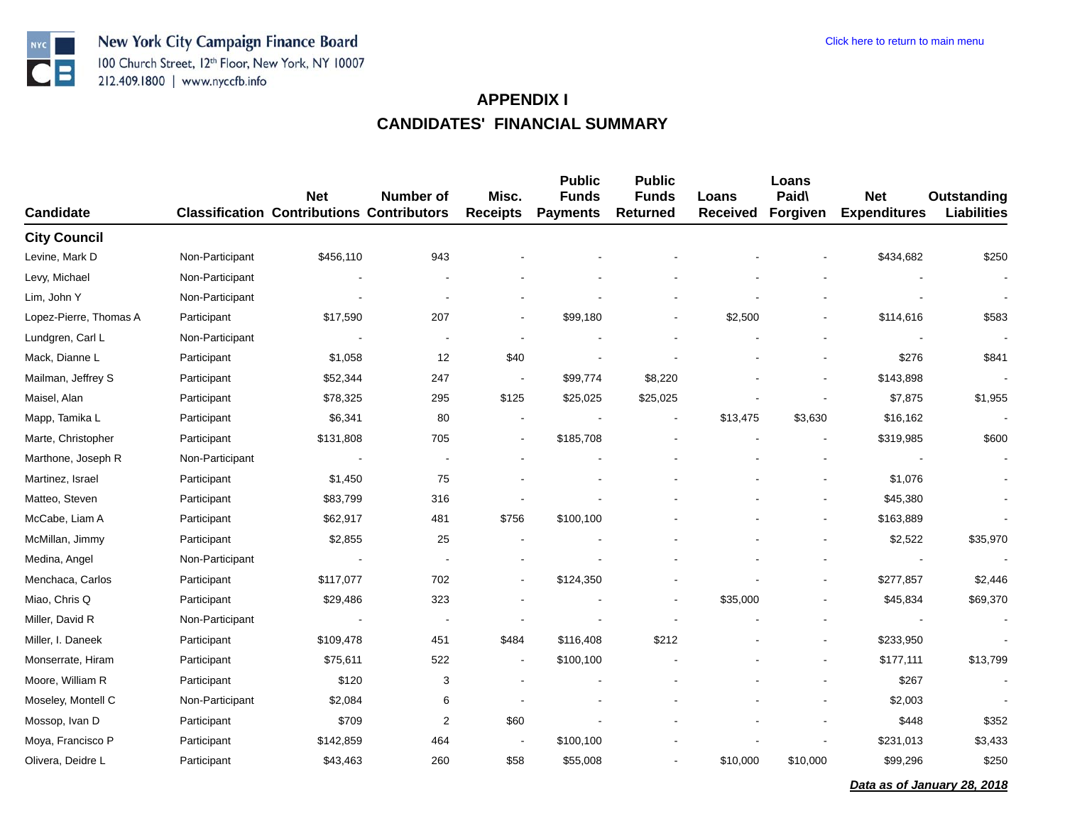New York City Campaign Finance Board
100 Church Street, 12th Floor, New York, NY 10007
212.409.1800 | www.nyccfb.info

Click here to return to main menu

## APPENDIX I
## CANDIDATES' FINANCIAL SUMMARY

| Candidate | Classification | Net Contributions | Number of Contributors | Misc. Receipts | Public Funds Payments | Public Funds Returned | Loans Received | Loans Paid\ Forgiven | Net Expenditures | Outstanding Liabilities |
|---|---|---|---|---|---|---|---|---|---|---|
| **City Council** | | | | | | | | | | |
| Levine, Mark D | Non-Participant | $456,110 | 943 | - | - | - | - | - | $434,682 | $250 |
| Levy, Michael | Non-Participant | - | - | - | - | - | - | - | - | - |
| Lim, John Y | Non-Participant | - | - | - | - | - | - | - | - | - |
| Lopez-Pierre, Thomas A | Participant | $17,590 | 207 | - | $99,180 | - | $2,500 | - | $114,616 | $583 |
| Lundgren, Carl L | Non-Participant | - | - | - | - | - | - | - | - | - |
| Mack, Dianne L | Participant | $1,058 | 12 | $40 | - | - | - | - | $276 | $841 |
| Mailman, Jeffrey S | Participant | $52,344 | 247 | - | $99,774 | $8,220 | - | - | $143,898 | - |
| Maisel, Alan | Participant | $78,325 | 295 | $125 | $25,025 | $25,025 | - | - | $7,875 | $1,955 |
| Mapp, Tamika L | Participant | $6,341 | 80 | - | - | - | $13,475 | $3,630 | $16,162 | - |
| Marte, Christopher | Participant | $131,808 | 705 | - | $185,708 | - | - | - | $319,985 | $600 |
| Marthone, Joseph R | Non-Participant | - | - | - | - | - | - | - | - | - |
| Martinez, Israel | Participant | $1,450 | 75 | - | - | - | - | - | $1,076 | - |
| Matteo, Steven | Participant | $83,799 | 316 | - | - | - | - | - | $45,380 | - |
| McCabe, Liam A | Participant | $62,917 | 481 | $756 | $100,100 | - | - | - | $163,889 | - |
| McMillan, Jimmy | Participant | $2,855 | 25 | - | - | - | - | - | $2,522 | $35,970 |
| Medina, Angel | Non-Participant | - | - | - | - | - | - | - | - | - |
| Menchaca, Carlos | Participant | $117,077 | 702 | - | $124,350 | - | - | - | $277,857 | $2,446 |
| Miao, Chris Q | Participant | $29,486 | 323 | - | - | - | $35,000 | - | $45,834 | $69,370 |
| Miller, David R | Non-Participant | - | - | - | - | - | - | - | - | - |
| Miller, I. Daneek | Participant | $109,478 | 451 | $484 | $116,408 | $212 | - | - | $233,950 | - |
| Monserrate, Hiram | Participant | $75,611 | 522 | - | $100,100 | - | - | - | $177,111 | $13,799 |
| Moore, William R | Participant | $120 | 3 | - | - | - | - | - | $267 | - |
| Moseley, Montell C | Non-Participant | $2,084 | 6 | - | - | - | - | - | $2,003 | - |
| Mossop, Ivan D | Participant | $709 | 2 | $60 | - | - | - | - | $448 | $352 |
| Moya, Francisco P | Participant | $142,859 | 464 | - | $100,100 | - | - | - | $231,013 | $3,433 |
| Olivera, Deidre L | Participant | $43,463 | 260 | $58 | $55,008 | - | $10,000 | $10,000 | $99,296 | $250 |

***Data as of January 28, 2018***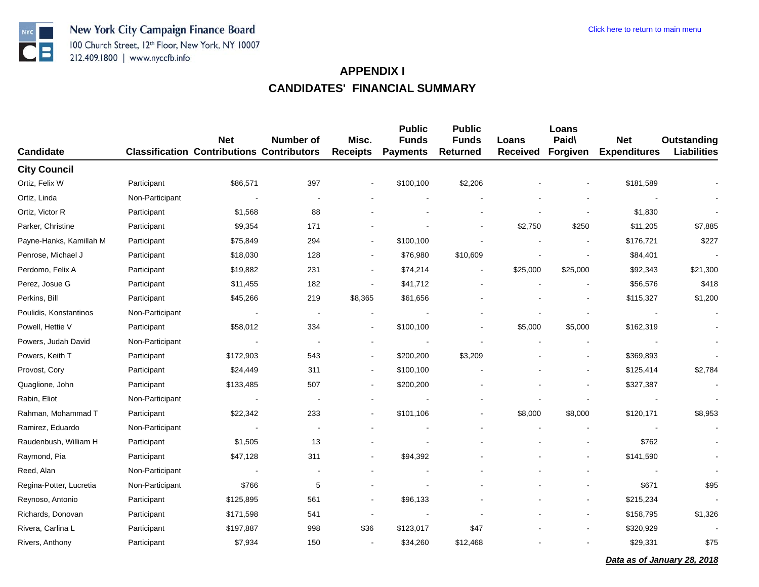New York City Campaign Finance Board
100 Church Street, 12th Floor, New York, NY 10007
212.409.1800 | www.nyccfb.info

Click here to return to main menu

# APPENDIX I
## CANDIDATES' FINANCIAL SUMMARY

| Candidate | Classification | Net Contributions | Number of Contributors | Misc. Receipts | Public Funds Payments | Public Funds Returned | Loans Received | Loans Paid\ Forgiven | Net Expenditures | Outstanding Liabilities |
|---|---|---|---|---|---|---|---|---|---|---|
| **City Council** | | | | | | | | | | |
| Ortiz, Felix W | Participant | $86,571 | 397 | - | $100,100 | $2,206 | - | - | $181,589 | - |
| Ortiz, Linda | Non-Participant | - | - | - | - | - | - | - | - | - |
| Ortiz, Victor R | Participant | $1,568 | 88 | - | - | - | - | - | $1,830 | - |
| Parker, Christine | Participant | $9,354 | 171 | - | - | - | $2,750 | $250 | $11,205 | $7,885 |
| Payne-Hanks, Kamillah M | Participant | $75,849 | 294 | - | $100,100 | - | - | - | $176,721 | $227 |
| Penrose, Michael J | Participant | $18,030 | 128 | - | $76,980 | $10,609 | - | - | $84,401 | - |
| Perdomo, Felix A | Participant | $19,882 | 231 | - | $74,214 | - | $25,000 | $25,000 | $92,343 | $21,300 |
| Perez, Josue G | Participant | $11,455 | 182 | - | $41,712 | - | - | - | $56,576 | $418 |
| Perkins, Bill | Participant | $45,266 | 219 | $8,365 | $61,656 | - | - | - | $115,327 | $1,200 |
| Poulidis, Konstantinos | Non-Participant | - | - | - | - | - | - | - | - | - |
| Powell, Hettie V | Participant | $58,012 | 334 | - | $100,100 | - | $5,000 | $5,000 | $162,319 | - |
| Powers, Judah David | Non-Participant | - | - | - | - | - | - | - | - | - |
| Powers, Keith T | Participant | $172,903 | 543 | - | $200,200 | $3,209 | - | - | $369,893 | - |
| Provost, Cory | Participant | $24,449 | 311 | - | $100,100 | - | - | - | $125,414 | $2,784 |
| Quaglione, John | Participant | $133,485 | 507 | - | $200,200 | - | - | - | $327,387 | - |
| Rabin, Eliot | Non-Participant | - | - | - | - | - | - | - | - | - |
| Rahman, Mohammad T | Participant | $22,342 | 233 | - | $101,106 | - | $8,000 | $8,000 | $120,171 | $8,953 |
| Ramirez, Eduardo | Non-Participant | - | - | - | - | - | - | - | - | - |
| Raudenbush, William H | Participant | $1,505 | 13 | - | - | - | - | - | $762 | - |
| Raymond, Pia | Participant | $47,128 | 311 | - | $94,392 | - | - | - | $141,590 | - |
| Reed, Alan | Non-Participant | - | - | - | - | - | - | - | - | - |
| Regina-Potter, Lucretia | Non-Participant | $766 | 5 | - | - | - | - | - | $671 | $95 |
| Reynoso, Antonio | Participant | $125,895 | 561 | - | $96,133 | - | - | - | $215,234 | - |
| Richards, Donovan | Participant | $171,598 | 541 | - | - | - | - | - | $158,795 | $1,326 |
| Rivera, Carlina L | Participant | $197,887 | 998 | $36 | $123,017 | $47 | - | - | $320,929 | - |
| Rivers, Anthony | Participant | $7,934 | 150 | - | $34,260 | $12,468 | - | - | $29,331 | $75 |

***Data as of January 28, 2018***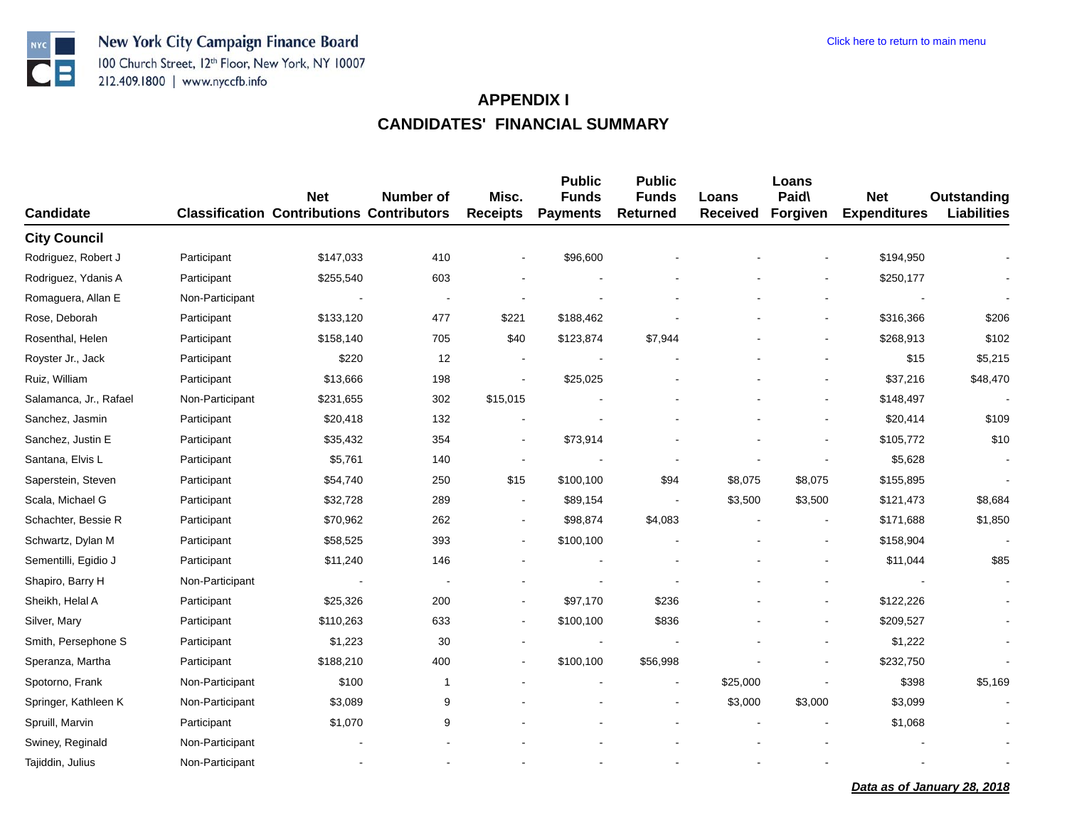New York City Campaign Finance Board
100 Church Street, 12th Floor, New York, NY 10007
212.409.1800 | www.nyccfb.info

Click here to return to main menu

## APPENDIX I
## CANDIDATES' FINANCIAL SUMMARY

| Candidate | Classification | Net Contributions | Number of Contributors | Misc. Receipts | Public Funds Payments | Public Funds Returned | Loans Received | Loans Paid\ Forgiven | Net Expenditures | Outstanding Liabilities |
|---|---|---|---|---|---|---|---|---|---|---|
| **City Council** | | | | | | | | | | |
| Rodriguez, Robert J | Participant | $147,033 | 410 | - | $96,600 | - | - | - | $194,950 | - |
| Rodriguez, Ydanis A | Participant | $255,540 | 603 | - | - | - | - | - | $250,177 | - |
| Romaguera, Allan E | Non-Participant | - | - | - | - | - | - | - | - | - |
| Rose, Deborah | Participant | $133,120 | 477 | $221 | $188,462 | - | - | - | $316,366 | $206 |
| Rosenthal, Helen | Participant | $158,140 | 705 | $40 | $123,874 | $7,944 | - | - | $268,913 | $102 |
| Royster Jr., Jack | Participant | $220 | 12 | - | - | - | - | - | $15 | $5,215 |
| Ruiz, William | Participant | $13,666 | 198 | - | $25,025 | - | - | - | $37,216 | $48,470 |
| Salamanca, Jr., Rafael | Non-Participant | $231,655 | 302 | $15,015 | - | - | - | - | $148,497 | - |
| Sanchez, Jasmin | Participant | $20,418 | 132 | - | - | - | - | - | $20,414 | $109 |
| Sanchez, Justin E | Participant | $35,432 | 354 | - | $73,914 | - | - | - | $105,772 | $10 |
| Santana, Elvis L | Participant | $5,761 | 140 | - | - | - | - | - | $5,628 | - |
| Saperstein, Steven | Participant | $54,740 | 250 | $15 | $100,100 | $94 | $8,075 | $8,075 | $155,895 | - |
| Scala, Michael G | Participant | $32,728 | 289 | - | $89,154 | - | $3,500 | $3,500 | $121,473 | $8,684 |
| Schachter, Bessie R | Participant | $70,962 | 262 | - | $98,874 | $4,083 | - | - | $171,688 | $1,850 |
| Schwartz, Dylan M | Participant | $58,525 | 393 | - | $100,100 | - | - | - | $158,904 | - |
| Sementilli, Egidio J | Participant | $11,240 | 146 | - | - | - | - | - | $11,044 | $85 |
| Shapiro, Barry H | Non-Participant | - | - | - | - | - | - | - | - | - |
| Sheikh, Helal A | Participant | $25,326 | 200 | - | $97,170 | $236 | - | - | $122,226 | - |
| Silver, Mary | Participant | $110,263 | 633 | - | $100,100 | $836 | - | - | $209,527 | - |
| Smith, Persephone S | Participant | $1,223 | 30 | - | - | - | - | - | $1,222 | - |
| Speranza, Martha | Participant | $188,210 | 400 | - | $100,100 | $56,998 | - | - | $232,750 | - |
| Spotorno, Frank | Non-Participant | $100 | 1 | - | - | - | $25,000 | - | $398 | $5,169 |
| Springer, Kathleen K | Non-Participant | $3,089 | 9 | - | - | - | $3,000 | $3,000 | $3,099 | - |
| Spruill, Marvin | Participant | $1,070 | 9 | - | - | - | - | - | $1,068 | - |
| Swiney, Reginald | Non-Participant | - | - | - | - | - | - | - | - | - |
| Tajiddin, Julius | Non-Participant | - | - | - | - | - | - | - | - | - |

***Data as of January 28, 2018***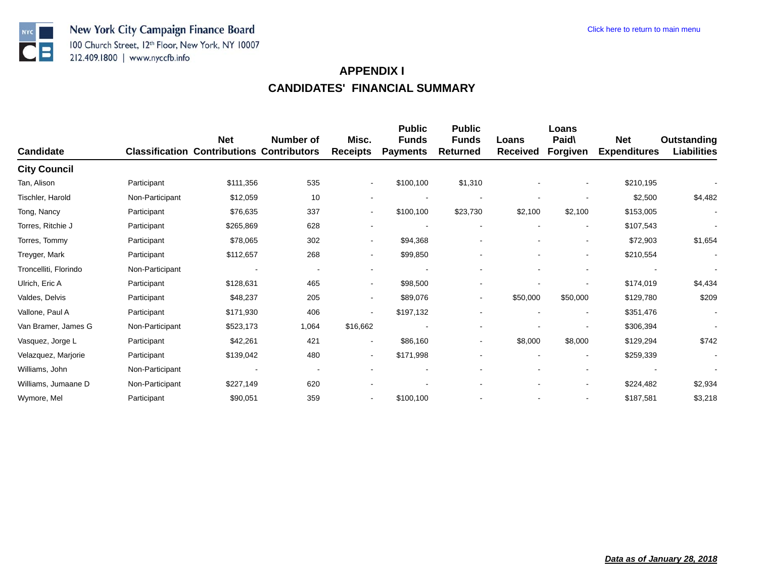New York City Campaign Finance Board
100 Church Street, 12th Floor, New York, NY 10007
212.409.1800 | www.nyccfb.info

Click here to return to main menu

# APPENDIX I
## CANDIDATES' FINANCIAL SUMMARY

| Candidate | Classification | Net Contributions | Number of Contributors | Misc. Receipts | Public Funds Payments | Public Funds Returned | Loans Received | Loans Paid\ Forgiven | Net Expenditures | Outstanding Liabilities |
|---|---|---|---|---|---|---|---|---|---|---|
| **City Council** | | | | | | | | | | |
| Tan, Alison | Participant | $111,356 | 535 | - | $100,100 | $1,310 | - | - | $210,195 | - |
| Tischler, Harold | Non-Participant | $12,059 | 10 | - | - | - | - | - | $2,500 | $4,482 |
| Tong, Nancy | Participant | $76,635 | 337 | - | $100,100 | $23,730 | $2,100 | $2,100 | $153,005 | - |
| Torres, Ritchie J | Participant | $265,869 | 628 | - | - | - | - | - | $107,543 | - |
| Torres, Tommy | Participant | $78,065 | 302 | - | $94,368 | - | - | - | $72,903 | $1,654 |
| Treyger, Mark | Participant | $112,657 | 268 | - | $99,850 | - | - | - | $210,554 | - |
| Troncelliti, Florindo | Non-Participant | - | - | - | - | - | - | - | - | - |
| Ulrich, Eric A | Participant | $128,631 | 465 | - | $98,500 | - | - | - | $174,019 | $4,434 |
| Valdes, Delvis | Participant | $48,237 | 205 | - | $89,076 | - | $50,000 | $50,000 | $129,780 | $209 |
| Vallone, Paul A | Participant | $171,930 | 406 | - | $197,132 | - | - | - | $351,476 | - |
| Van Bramer, James G | Non-Participant | $523,173 | 1,064 | $16,662 | - | - | - | - | $306,394 | - |
| Vasquez, Jorge L | Participant | $42,261 | 421 | - | $86,160 | - | $8,000 | $8,000 | $129,294 | $742 |
| Velazquez, Marjorie | Participant | $139,042 | 480 | - | $171,998 | - | - | - | $259,339 | - |
| Williams, John | Non-Participant | - | - | - | - | - | - | - | - | - |
| Williams, Jumaane D | Non-Participant | $227,149 | 620 | - | - | - | - | - | $224,482 | $2,934 |
| Wymore, Mel | Participant | $90,051 | 359 | - | $100,100 | - | - | - | $187,581 | $3,218 |

***Data as of January 28, 2018***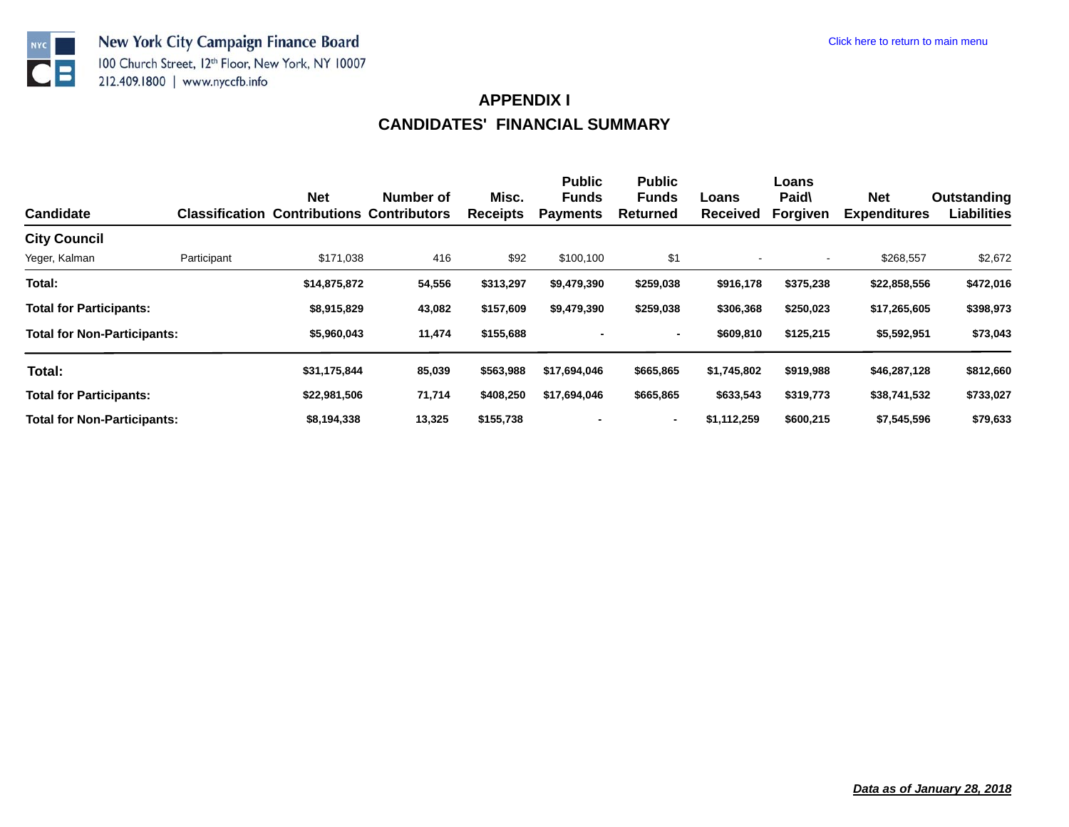New York City Campaign Finance Board
100 Church Street, 12th Floor, New York, NY 10007
212.409.1800 | www.nyccfb.info

Click here to return to main menu

# APPENDIX I

# CANDIDATES' FINANCIAL SUMMARY

| Candidate | Classification | Net Contributions | Number of Contributors | Misc. Receipts | Public Funds Payments | Public Funds Returned | Loans Received | Loans Paid\ Forgiven | Net Expenditures | Outstanding Liabilities |
|---|---|---|---|---|---|---|---|---|---|---|
| **City Council** | | | | | | | | | | |
| Yeger, Kalman | Participant | $171,038 | 416 | $92 | $100,100 | $1 | - | - | $268,557 | $2,672 |
| **Total:** | | **$14,875,872** | **54,556** | **$313,297** | **$9,479,390** | **$259,038** | **$916,178** | **$375,238** | **$22,858,556** | **$472,016** |
| **Total for Participants:** | | **$8,915,829** | **43,082** | **$157,609** | **$9,479,390** | **$259,038** | **$306,368** | **$250,023** | **$17,265,605** | **$398,973** |
| **Total for Non-Participants:** | | **$5,960,043** | **11,474** | **$155,688** | **-** | **-** | **$609,810** | **$125,215** | **$5,592,951** | **$73,043** |
| **Total:** | | **$31,175,844** | **85,039** | **$563,988** | **$17,694,046** | **$665,865** | **$1,745,802** | **$919,988** | **$46,287,128** | **$812,660** |
| **Total for Participants:** | | **$22,981,506** | **71,714** | **$408,250** | **$17,694,046** | **$665,865** | **$633,543** | **$319,773** | **$38,741,532** | **$733,027** |
| **Total for Non-Participants:** | | **$8,194,338** | **13,325** | **$155,738** | **-** | **-** | **$1,112,259** | **$600,215** | **$7,545,596** | **$79,633** |

***Data as of January 28, 2018***